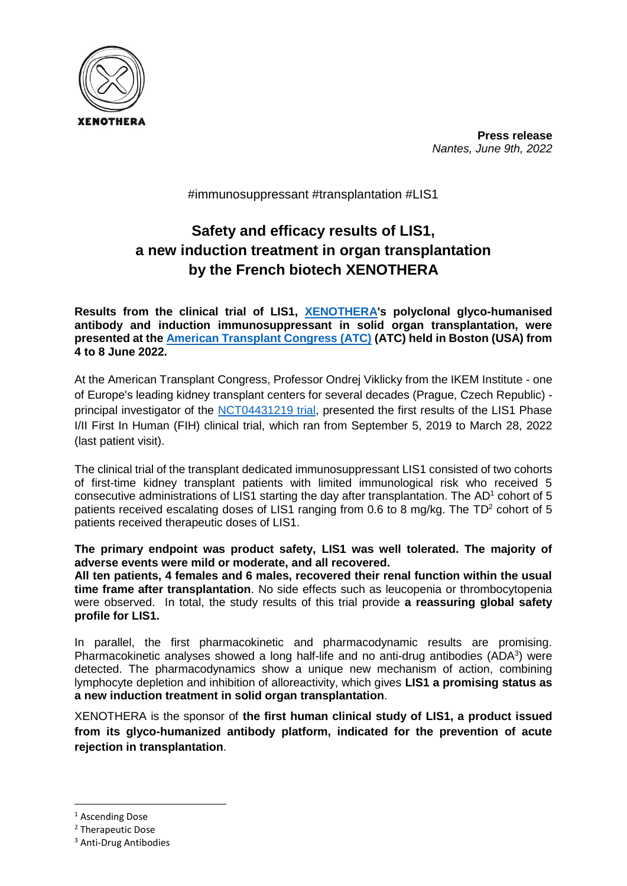XENOTHERA

**Press release**
*Nantes, June 9th, 2022*

#immunosuppressant #transplantation #LIS1

# Safety and efficacy results of LIS1, a new induction treatment in organ transplantation by the French biotech XENOTHERA

**Results from the clinical trial of LIS1, XENOTHERA's polyclonal glyco-humanised antibody and induction immunosuppressant in solid organ transplantation, were presented at the American Transplant Congress (ATC) (ATC) held in Boston (USA) from 4 to 8 June 2022.**

At the American Transplant Congress, Professor Ondrej Viklicky from the IKEM Institute - one of Europe's leading kidney transplant centers for several decades (Prague, Czech Republic) - principal investigator of the NCT04431219 trial, presented the first results of the LIS1 Phase I/II First In Human (FIH) clinical trial, which ran from September 5, 2019 to March 28, 2022 (last patient visit).

The clinical trial of the transplant dedicated immunosuppressant LIS1 consisted of two cohorts of first-time kidney transplant patients with limited immunological risk who received 5 consecutive administrations of LIS1 starting the day after transplantation. The AD[1] cohort of 5 patients received escalating doses of LIS1 ranging from 0.6 to 8 mg/kg. The TD[2] cohort of 5 patients received therapeutic doses of LIS1.

**The primary endpoint was product safety, LIS1 was well tolerated. The majority of adverse events were mild or moderate, and all recovered.**
**All ten patients, 4 females and 6 males, recovered their renal function within the usual time frame after transplantation**. No side effects such as leucopenia or thrombocytopenia were observed. In total, the study results of this trial provide **a reassuring global safety profile for LIS1.**

In parallel, the first pharmacokinetic and pharmacodynamic results are promising. Pharmacokinetic analyses showed a long half-life and no anti-drug antibodies (ADA[3]) were detected. The pharmacodynamics show a unique new mechanism of action, combining lymphocyte depletion and inhibition of alloreactivity, which gives **LIS1 a promising status as a new induction treatment in solid organ transplantation**.

XENOTHERA is the sponsor of **the first human clinical study of LIS1, a product issued from its glyco-humanized antibody platform, indicated for the prevention of acute rejection in transplantation**.

[1] Ascending Dose
[2] Therapeutic Dose
[3] Anti-Drug Antibodies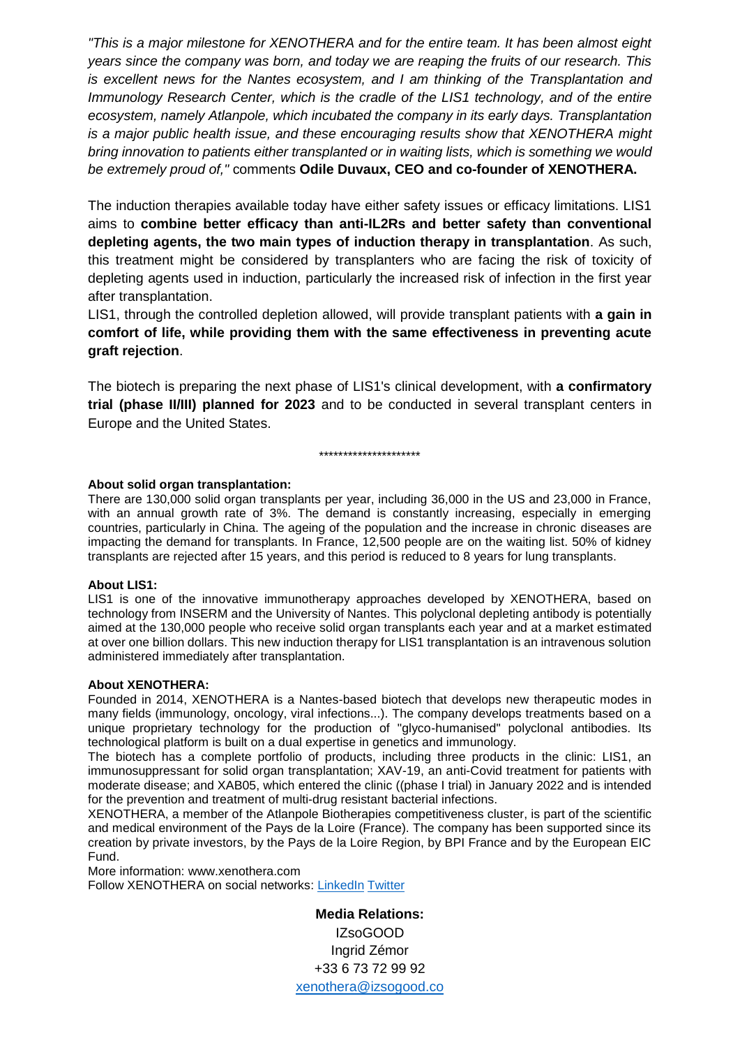*"This is a major milestone for XENOTHERA and for the entire team. It has been almost eight years since the company was born, and today we are reaping the fruits of our research. This is excellent news for the Nantes ecosystem, and I am thinking of the Transplantation and Immunology Research Center, which is the cradle of the LIS1 technology, and of the entire ecosystem, namely Atlanpole, which incubated the company in its early days. Transplantation is a major public health issue, and these encouraging results show that XENOTHERA might bring innovation to patients either transplanted or in waiting lists, which is something we would be extremely proud of,"* comments **Odile Duvaux, CEO and co-founder of XENOTHERA.**

The induction therapies available today have either safety issues or efficacy limitations. LIS1 aims to **combine better efficacy than anti-IL2Rs and better safety than conventional depleting agents, the two main types of induction therapy in transplantation**. As such, this treatment might be considered by transplanters who are facing the risk of toxicity of depleting agents used in induction, particularly the increased risk of infection in the first year after transplantation.

LIS1, through the controlled depletion allowed, will provide transplant patients with **a gain in comfort of life, while providing them with the same effectiveness in preventing acute graft rejection**.

The biotech is preparing the next phase of LIS1's clinical development, with **a confirmatory trial (phase II/III) planned for 2023** and to be conducted in several transplant centers in Europe and the United States.

*********************

**About solid organ transplantation:**

There are 130,000 solid organ transplants per year, including 36,000 in the US and 23,000 in France, with an annual growth rate of 3%. The demand is constantly increasing, especially in emerging countries, particularly in China. The ageing of the population and the increase in chronic diseases are impacting the demand for transplants. In France, 12,500 people are on the waiting list. 50% of kidney transplants are rejected after 15 years, and this period is reduced to 8 years for lung transplants.

**About LIS1:**

LIS1 is one of the innovative immunotherapy approaches developed by XENOTHERA, based on technology from INSERM and the University of Nantes. This polyclonal depleting antibody is potentially aimed at the 130,000 people who receive solid organ transplants each year and at a market estimated at over one billion dollars. This new induction therapy for LIS1 transplantation is an intravenous solution administered immediately after transplantation.

**About XENOTHERA:**

Founded in 2014, XENOTHERA is a Nantes-based biotech that develops new therapeutic modes in many fields (immunology, oncology, viral infections...). The company develops treatments based on a unique proprietary technology for the production of "glyco-humanised" polyclonal antibodies. Its technological platform is built on a dual expertise in genetics and immunology.

The biotech has a complete portfolio of products, including three products in the clinic: LIS1, an immunosuppressant for solid organ transplantation; XAV-19, an anti-Covid treatment for patients with moderate disease; and XAB05, which entered the clinic ((phase I trial) in January 2022 and is intended for the prevention and treatment of multi-drug resistant bacterial infections.

XENOTHERA, a member of the Atlanpole Biotherapies competitiveness cluster, is part of the scientific and medical environment of the Pays de la Loire (France). The company has been supported since its creation by private investors, by the Pays de la Loire Region, by BPI France and by the European EIC Fund.

More information: www.xenothera.com

Follow XENOTHERA on social networks: LinkedIn Twitter

**Media Relations:**

IZsoGOOD

Ingrid Zémor

+33 6 73 72 99 92

xenothera@izsogood.co